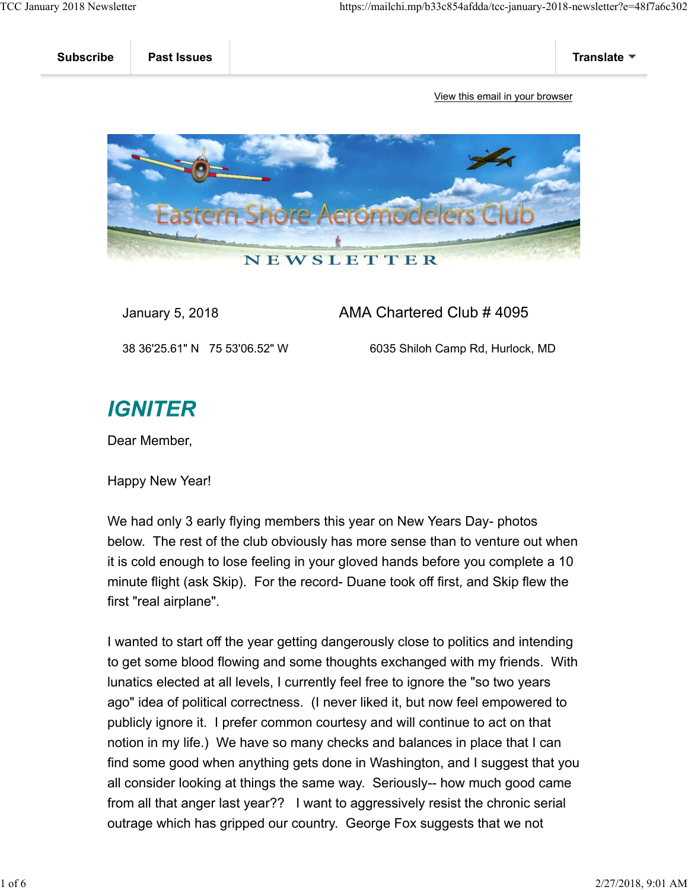Subscribe | Past Issues | Translate

View this email in your browser

Eastern Shore Aeromodelers Club

NEWSLETTER

January 5, 2018 | AMA Chartered Club # 4095

38 36'25.61" N 75 53'06.52" W | 6035 Shiloh Camp Rd, Hurlock, MD

## *IGNITER*

Dear Member,

Happy New Year!

We had only 3 early flying members this year on New Years Day- photos below. The rest of the club obviously has more sense than to venture out when it is cold enough to lose feeling in your gloved hands before you complete a 10 minute flight (ask Skip). For the record- Duane took off first, and Skip flew the first "real airplane".

I wanted to start off the year getting dangerously close to politics and intending to get some blood flowing and some thoughts exchanged with my friends. With lunatics elected at all levels, I currently feel free to ignore the "so two years ago" idea of political correctness. (I never liked it, but now feel empowered to publicly ignore it. I prefer common courtesy and will continue to act on that notion in my life.) We have so many checks and balances in place that I can find some good when anything gets done in Washington, and I suggest that you all consider looking at things the same way. Seriously-- how much good came from all that anger last year?? I want to aggressively resist the chronic serial outrage which has gripped our country. George Fox suggests that we not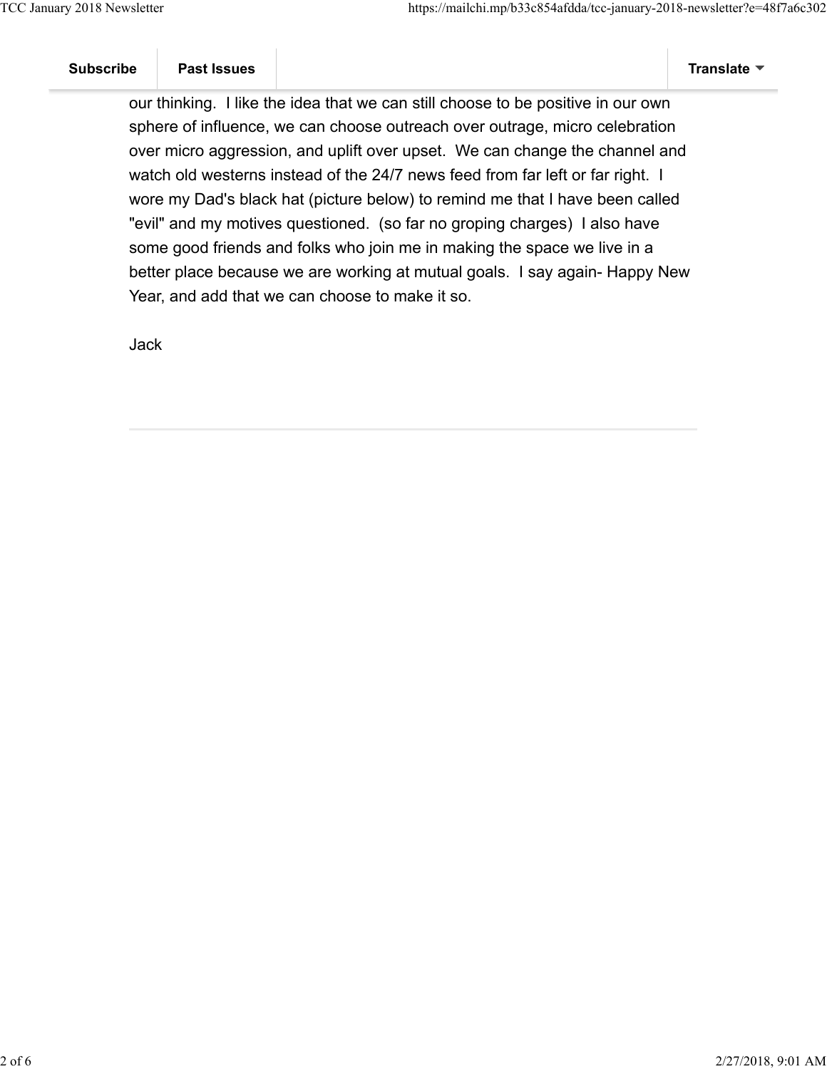our thinking.  I like the idea that we can still choose to be positive in our own sphere of influence, we can choose outreach over outrage, micro celebration over micro aggression, and uplift over upset.  We can change the channel and watch old westerns instead of the 24/7 news feed from far left or far right.  I wore my Dad's black hat (picture below) to remind me that I have been called "evil" and my motives questioned.  (so far no groping charges)  I also have some good friends and folks who join me in making the space we live in a better place because we are working at mutual goals.  I say again- Happy New Year, and add that we can choose to make it so.

Jack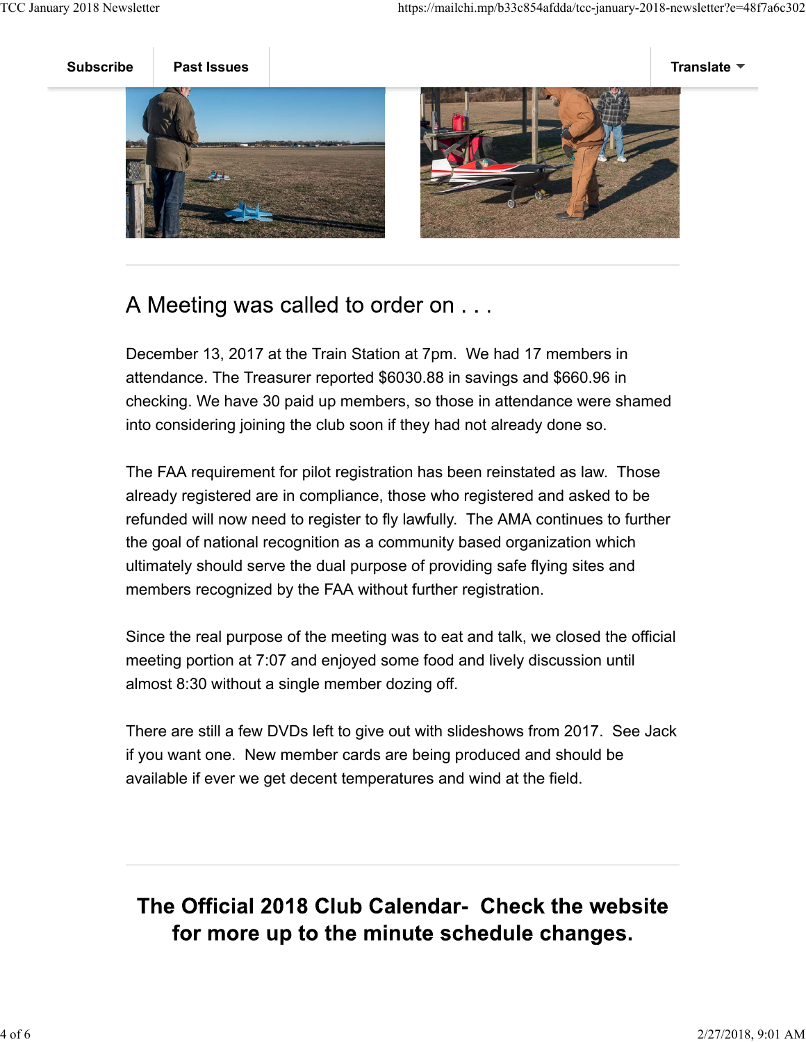Subscribe | Past Issues | Translate

## A Meeting was called to order on . . .

December 13, 2017 at the Train Station at 7pm.  We had 17 members in attendance. The Treasurer reported $6030.88 in savings and $660.96 in checking. We have 30 paid up members, so those in attendance were shamed into considering joining the club soon if they had not already done so.

The FAA requirement for pilot registration has been reinstated as law.  Those already registered are in compliance, those who registered and asked to be refunded will now need to register to fly lawfully.  The AMA continues to further the goal of national recognition as a community based organization which ultimately should serve the dual purpose of providing safe flying sites and members recognized by the FAA without further registration.

Since the real purpose of the meeting was to eat and talk, we closed the official meeting portion at 7:07 and enjoyed some food and lively discussion until almost 8:30 without a single member dozing off.

There are still a few DVDs left to give out with slideshows from 2017.  See Jack if you want one.  New member cards are being produced and should be available if ever we get decent temperatures and wind at the field.

## The Official 2018 Club Calendar-  Check the website for more up to the minute schedule changes.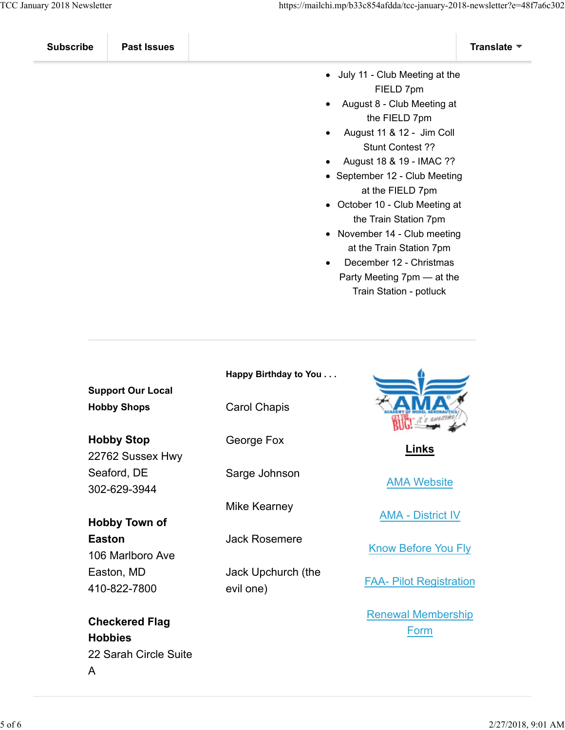Subscribe | Past Issues | Translate

- July 11 - Club Meeting at the FIELD 7pm
- August 8 - Club Meeting at the FIELD 7pm
- August 11 & 12 - Jim Coll Stunt Contest ??
- August 18 & 19 - IMAC ??
- September 12 - Club Meeting at the FIELD 7pm
- October 10 - Club Meeting at the Train Station 7pm
- November 14 - Club meeting at the Train Station 7pm
- December 12 - Christmas Party Meeting 7pm — at the Train Station - potluck

---

**Support Our Local Hobby Shops**

**Hobby Stop**
22762 Sussex Hwy
Seaford, DE
302-629-3944

**Hobby Town of Easton**
106 Marlboro Ave
Easton, MD
410-822-7800

**Checkered Flag Hobbies**
22 Sarah Circle Suite A

**Happy Birthday to You . . .**

Carol Chapis

George Fox

Sarge Johnson

Mike Kearney

Jack Rosemere

Jack Upchurch (the evil one)

**Links**

AMA Website

AMA - District IV

Know Before You Fly

FAA- Pilot Registration

Renewal Membership Form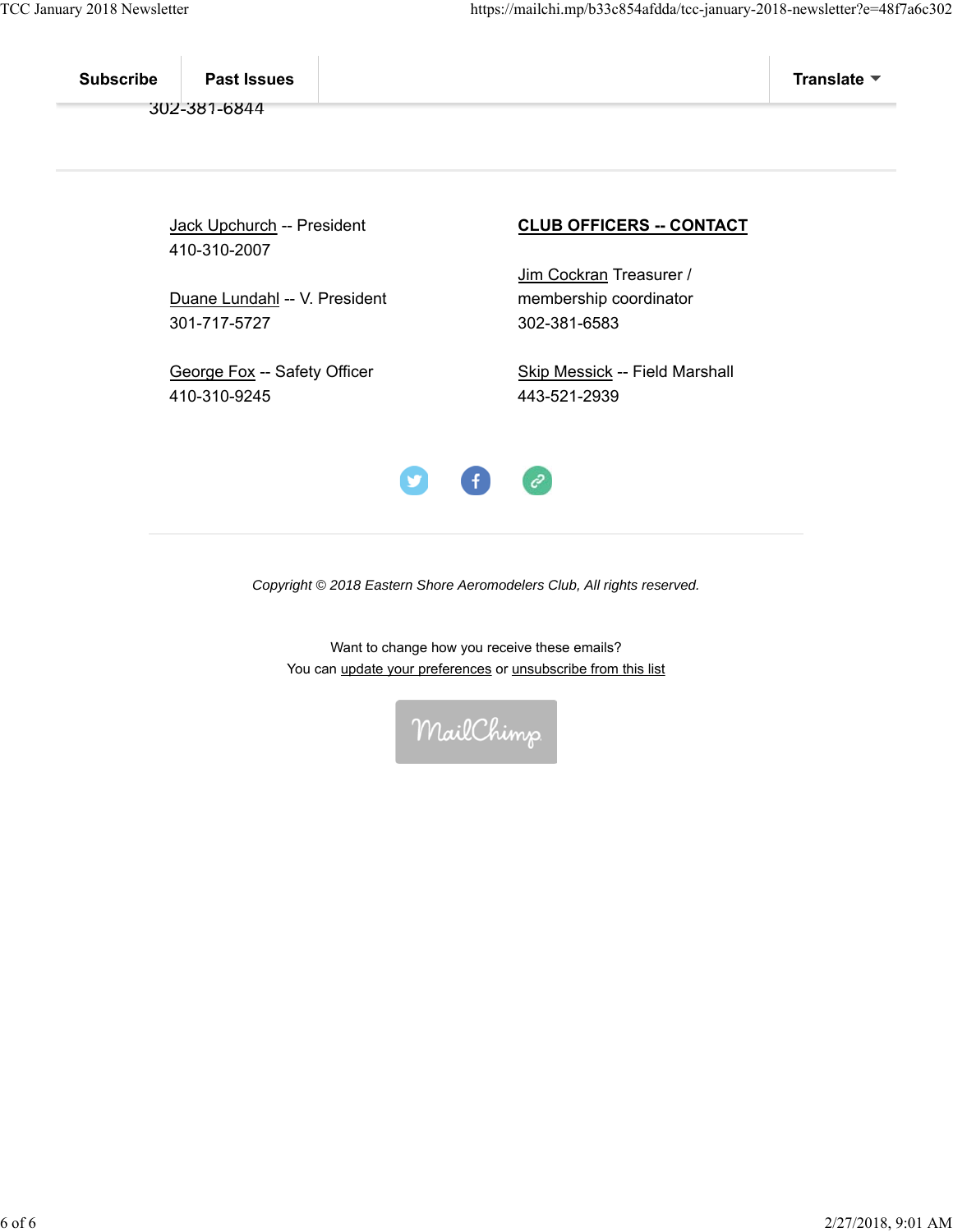302-381-6844

Jack Upchurch -- President
410-310-2007

Duane Lundahl -- V. President
301-717-5727

George Fox -- Safety Officer
410-310-9245

**CLUB OFFICERS -- CONTACT**

Jim Cockran Treasurer / membership coordinator
302-381-6583

Skip Messick -- Field Marshall
443-521-2939

*Copyright © 2018 Eastern Shore Aeromodelers Club, All rights reserved.*

Want to change how you receive these emails?
You can update your preferences or unsubscribe from this list